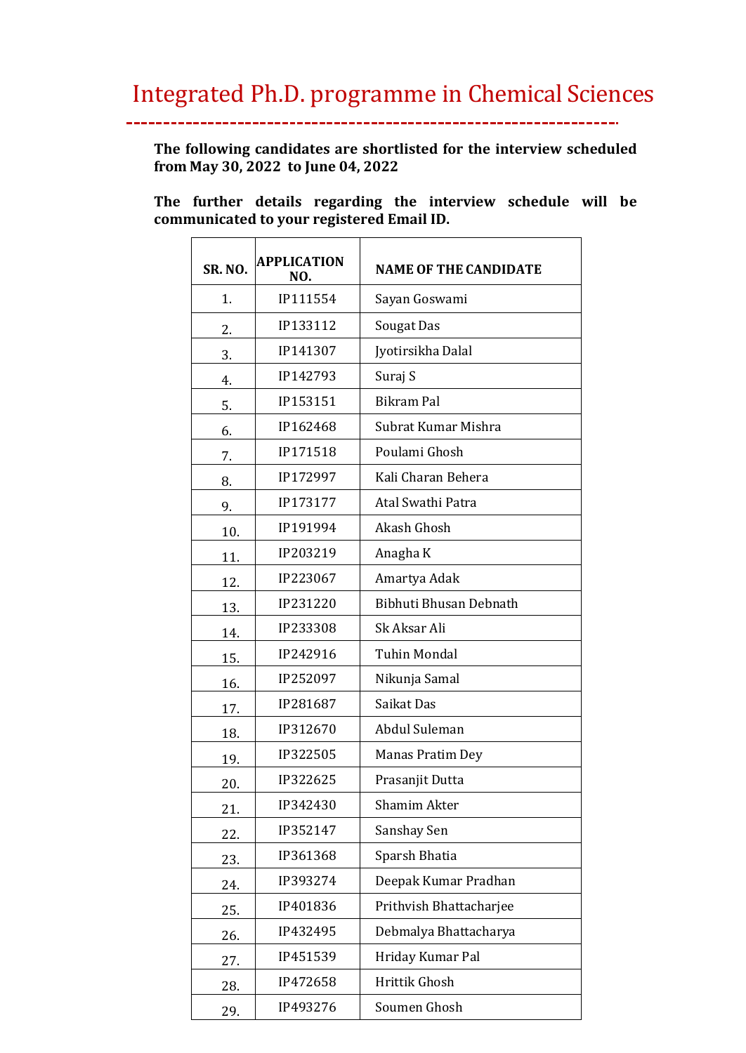# Integrated Ph.D. programme in Chemical Sciences

**The following candidates are shortlisted for the interview scheduled from May 30, 2022 to June 04, 2022**

**The further details regarding the interview schedule will be communicated to your registered Email ID.**

| SR. NO. | APPLICATION NO. | NAME OF THE CANDIDATE |
|---|---|---|
| 1. | IP111554 | Sayan Goswami |
| 2. | IP133112 | Sougat Das |
| 3. | IP141307 | Jyotirsikha Dalal |
| 4. | IP142793 | Suraj S |
| 5. | IP153151 | Bikram Pal |
| 6. | IP162468 | Subrat Kumar Mishra |
| 7. | IP171518 | Poulami Ghosh |
| 8. | IP172997 | Kali Charan Behera |
| 9. | IP173177 | Atal Swathi Patra |
| 10. | IP191994 | Akash Ghosh |
| 11. | IP203219 | Anagha K |
| 12. | IP223067 | Amartya Adak |
| 13. | IP231220 | Bibhuti Bhusan Debnath |
| 14. | IP233308 | Sk Aksar Ali |
| 15. | IP242916 | Tuhin Mondal |
| 16. | IP252097 | Nikunja Samal |
| 17. | IP281687 | Saikat Das |
| 18. | IP312670 | Abdul Suleman |
| 19. | IP322505 | Manas Pratim Dey |
| 20. | IP322625 | Prasanjit Dutta |
| 21. | IP342430 | Shamim Akter |
| 22. | IP352147 | Sanshay Sen |
| 23. | IP361368 | Sparsh Bhatia |
| 24. | IP393274 | Deepak Kumar Pradhan |
| 25. | IP401836 | Prithvish Bhattacharjee |
| 26. | IP432495 | Debmalya Bhattacharya |
| 27. | IP451539 | Hriday Kumar Pal |
| 28. | IP472658 | Hrittik Ghosh |
| 29. | IP493276 | Soumen Ghosh |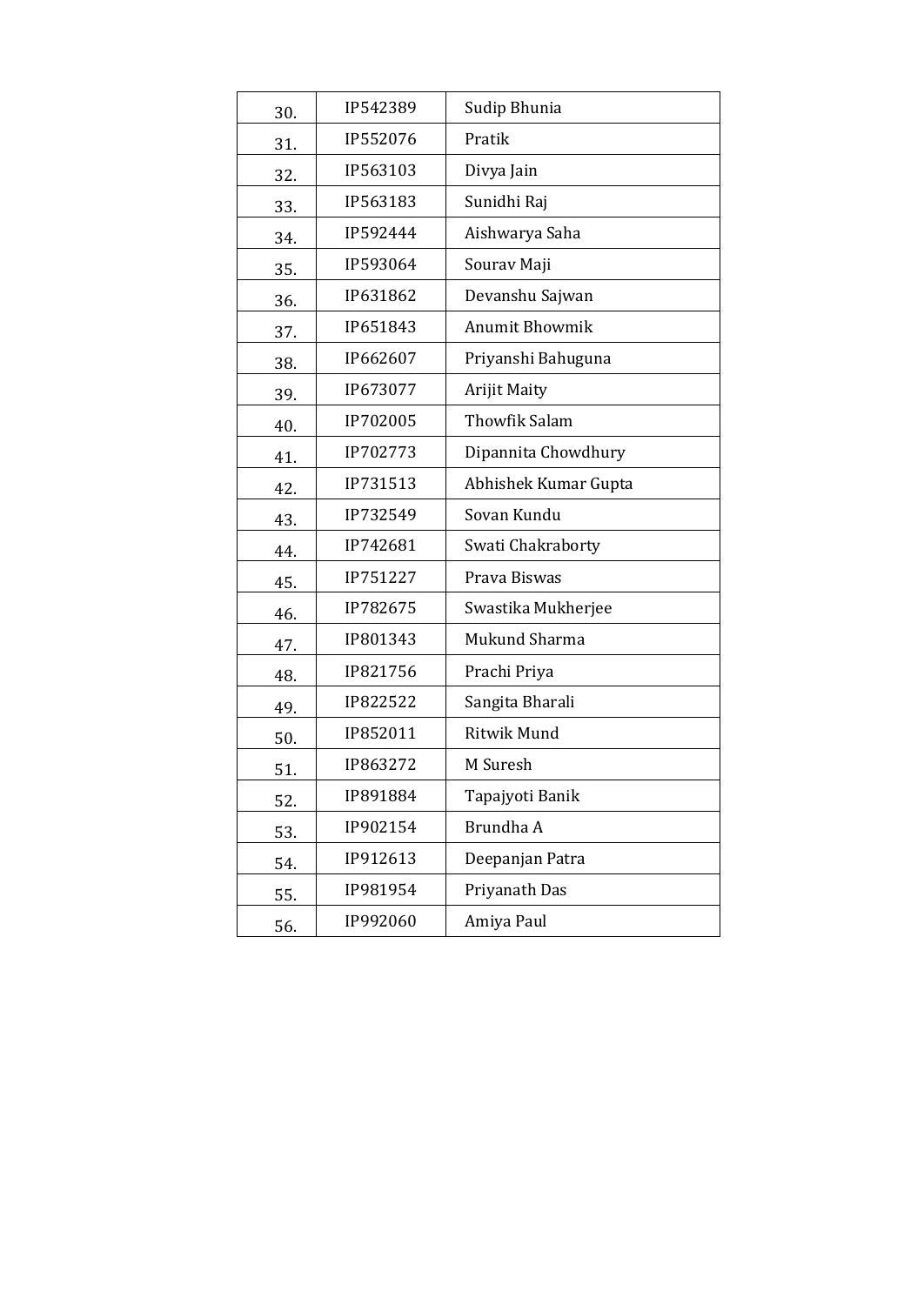| | | |
|---|---|---|
| 30. | IP542389 | Sudip Bhunia |
| 31. | IP552076 | Pratik |
| 32. | IP563103 | Divya Jain |
| 33. | IP563183 | Sunidhi Raj |
| 34. | IP592444 | Aishwarya Saha |
| 35. | IP593064 | Sourav Maji |
| 36. | IP631862 | Devanshu Sajwan |
| 37. | IP651843 | Anumit Bhowmik |
| 38. | IP662607 | Priyanshi Bahuguna |
| 39. | IP673077 | Arijit Maity |
| 40. | IP702005 | Thowfik Salam |
| 41. | IP702773 | Dipannita Chowdhury |
| 42. | IP731513 | Abhishek Kumar Gupta |
| 43. | IP732549 | Sovan Kundu |
| 44. | IP742681 | Swati Chakraborty |
| 45. | IP751227 | Prava Biswas |
| 46. | IP782675 | Swastika Mukherjee |
| 47. | IP801343 | Mukund Sharma |
| 48. | IP821756 | Prachi Priya |
| 49. | IP822522 | Sangita Bharali |
| 50. | IP852011 | Ritwik Mund |
| 51. | IP863272 | M Suresh |
| 52. | IP891884 | Tapajyoti Banik |
| 53. | IP902154 | Brundha A |
| 54. | IP912613 | Deepanjan Patra |
| 55. | IP981954 | Priyanath Das |
| 56. | IP992060 | Amiya Paul |